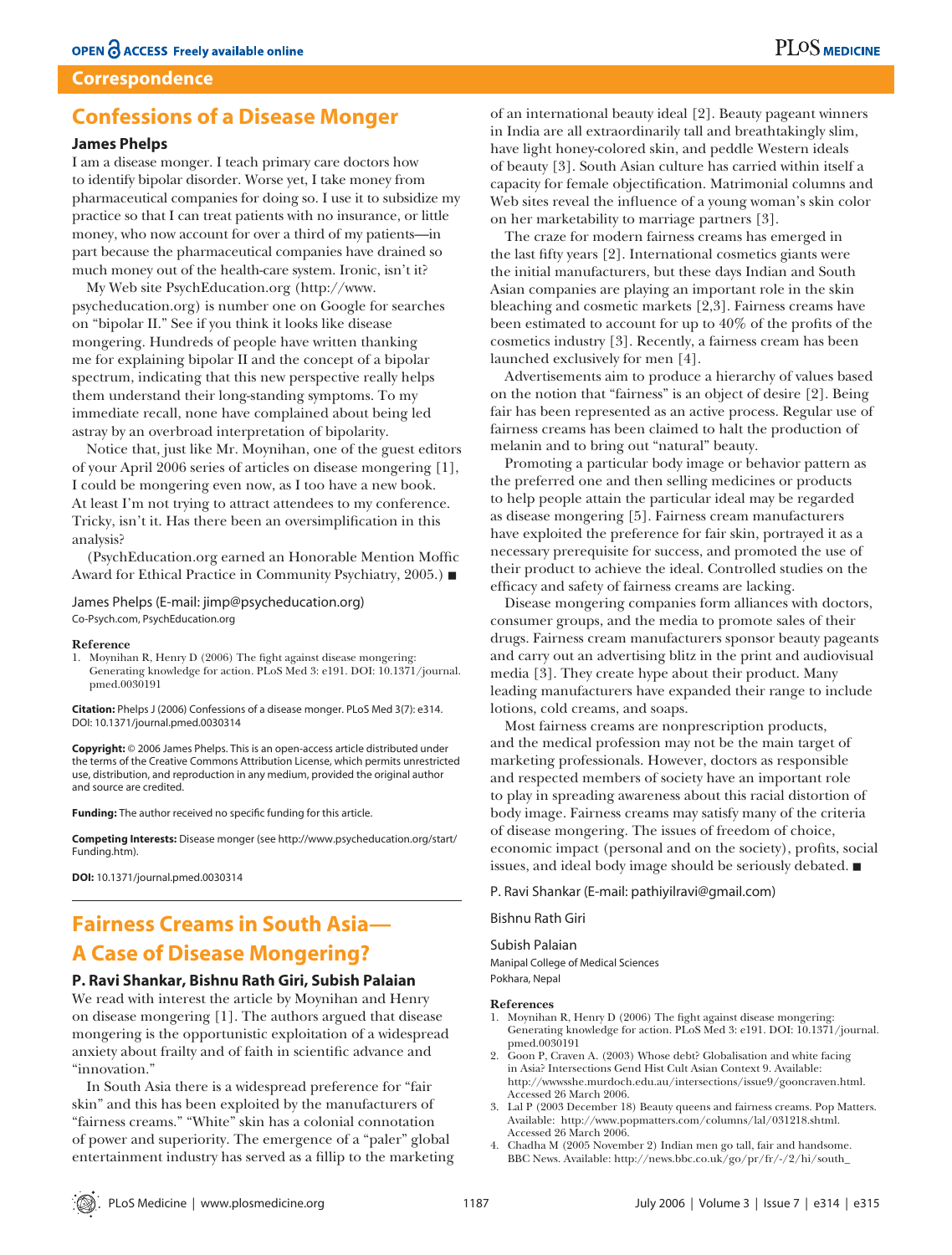## Correspondence

# Confessions of a Disease Monger

### James Phelps

I am a disease monger. I teach primary care doctors how to identify bipolar disorder. Worse yet, I take money from pharmaceutical companies for doing so. I use it to subsidize my practice so that I can treat patients with no insurance, or little money, who now account for over a third of my patients—in part because the pharmaceutical companies have drained so much money out of the health-care system. Ironic, isn't it?

My Web site PsychEducation.org (http://www.psycheducation.org) is number one on Google for searches on "bipolar II." See if you think it looks like disease mongering. Hundreds of people have written thanking me for explaining bipolar II and the concept of a bipolar spectrum, indicating that this new perspective really helps them understand their long-standing symptoms. To my immediate recall, none have complained about being led astray by an overbroad interpretation of bipolarity.

Notice that, just like Mr. Moynihan, one of the guest editors of your April 2006 series of articles on disease mongering [1], I could be mongering even now, as I too have a new book. At least I'm not trying to attract attendees to my conference. Tricky, isn't it. Has there been an oversimplification in this analysis?

(PsychEducation.org earned an Honorable Mention Moffic Award for Ethical Practice in Community Psychiatry, 2005.) ■

James Phelps (E-mail: jimp@psycheducation.org)
Co-Psych.com, PsychEducation.org

#### Reference

1. Moynihan R, Henry D (2006) The fight against disease mongering: Generating knowledge for action. PLoS Med 3: e191. DOI: 10.1371/journal.pmed.0030191

**Citation:** Phelps J (2006) Confessions of a disease monger. PLoS Med 3(7): e314. DOI: 10.1371/journal.pmed.0030314

**Copyright:** © 2006 James Phelps. This is an open-access article distributed under the terms of the Creative Commons Attribution License, which permits unrestricted use, distribution, and reproduction in any medium, provided the original author and source are credited.

**Funding:** The author received no specific funding for this article.

**Competing Interests:** Disease monger (see http://www.psycheducation.org/start/Funding.htm).

**DOI:** 10.1371/journal.pmed.0030314

# Fairness Creams in South Asia—A Case of Disease Mongering?

### P. Ravi Shankar, Bishnu Rath Giri, Subish Palaian

We read with interest the article by Moynihan and Henry on disease mongering [1]. The authors argued that disease mongering is the opportunistic exploitation of a widespread anxiety about frailty and of faith in scientific advance and "innovation."

In South Asia there is a widespread preference for "fair skin" and this has been exploited by the manufacturers of "fairness creams." "White" skin has a colonial connotation of power and superiority. The emergence of a "paler" global entertainment industry has served as a fillip to the marketing of an international beauty ideal [2]. Beauty pageant winners in India are all extraordinarily tall and breathtakingly slim, have light honey-colored skin, and peddle Western ideals of beauty [3]. South Asian culture has carried within itself a capacity for female objectification. Matrimonial columns and Web sites reveal the influence of a young woman's skin color on her marketability to marriage partners [3].

The craze for modern fairness creams has emerged in the last fifty years [2]. International cosmetics giants were the initial manufacturers, but these days Indian and South Asian companies are playing an important role in the skin bleaching and cosmetic markets [2,3]. Fairness creams have been estimated to account for up to 40% of the profits of the cosmetics industry [3]. Recently, a fairness cream has been launched exclusively for men [4].

Advertisements aim to produce a hierarchy of values based on the notion that "fairness" is an object of desire [2]. Being fair has been represented as an active process. Regular use of fairness creams has been claimed to halt the production of melanin and to bring out "natural" beauty.

Promoting a particular body image or behavior pattern as the preferred one and then selling medicines or products to help people attain the particular ideal may be regarded as disease mongering [5]. Fairness cream manufacturers have exploited the preference for fair skin, portrayed it as a necessary prerequisite for success, and promoted the use of their product to achieve the ideal. Controlled studies on the efficacy and safety of fairness creams are lacking.

Disease mongering companies form alliances with doctors, consumer groups, and the media to promote sales of their drugs. Fairness cream manufacturers sponsor beauty pageants and carry out an advertising blitz in the print and audiovisual media [3]. They create hype about their product. Many leading manufacturers have expanded their range to include lotions, cold creams, and soaps.

Most fairness creams are nonprescription products, and the medical profession may not be the main target of marketing professionals. However, doctors as responsible and respected members of society have an important role to play in spreading awareness about this racial distortion of body image. Fairness creams may satisfy many of the criteria of disease mongering. The issues of freedom of choice, economic impact (personal and on the society), profits, social issues, and ideal body image should be seriously debated. ■

P. Ravi Shankar (E-mail: pathiyilravi@gmail.com)

Bishnu Rath Giri

Subish Palaian
Manipal College of Medical Sciences
Pokhara, Nepal

#### References

1. Moynihan R, Henry D (2006) The fight against disease mongering: Generating knowledge for action. PLoS Med 3: e191. DOI: 10.1371/journal.pmed.0030191
2. Goon P, Craven A. (2003) Whose debt? Globalisation and white facing in Asia? Intersections Gend Hist Cult Asian Context 9. Available: http://wwwsshe.murdoch.edu.au/intersections/issue9/gooncraven.html. Accessed 26 March 2006.
3. Lal P (2003 December 18) Beauty queens and fairness creams. Pop Matters. Available: http://www.popmatters.com/columns/lal/031218.shtml. Accessed 26 March 2006.
4. Chadha M (2005 November 2) Indian men go tall, fair and handsome. BBC News. Available: http://news.bbc.co.uk/go/pr/fr/-/2/hi/south_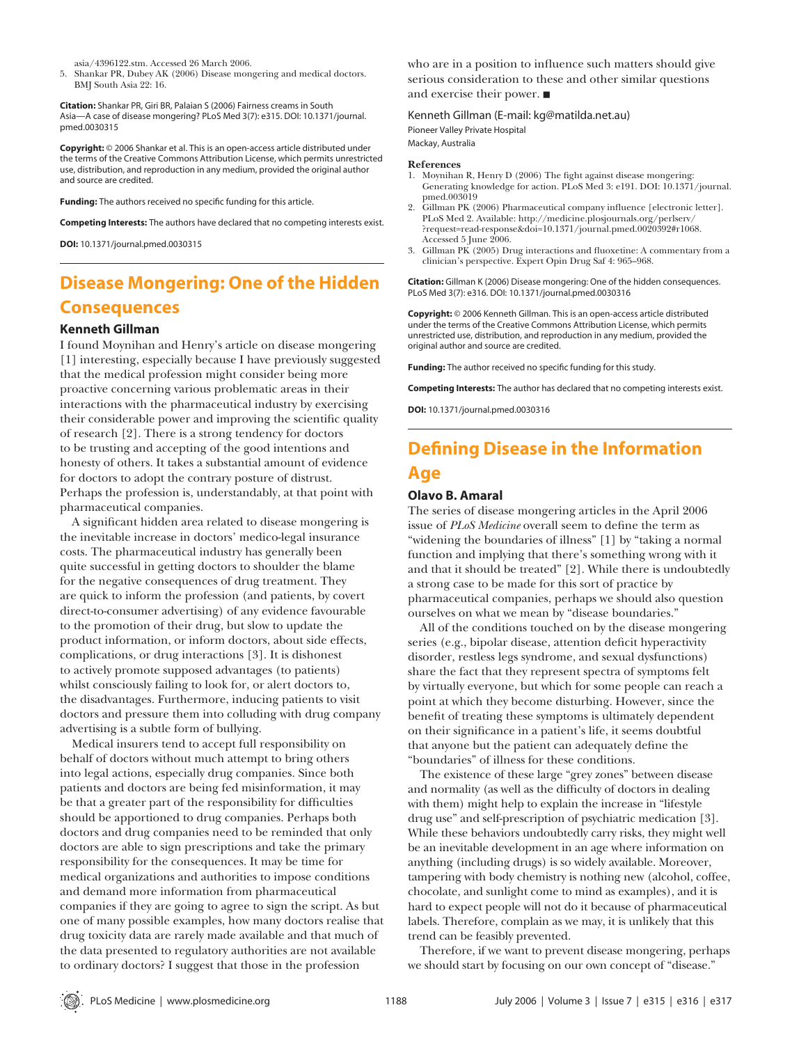asia/4396122.stm. Accessed 26 March 2006.

5. Shankar PR, Dubey AK (2006) Disease mongering and medical doctors. BMJ South Asia 22: 16.

**Citation:** Shankar PR, Giri BR, Palaian S (2006) Fairness creams in South Asia—A case of disease mongering? PLoS Med 3(7): e315. DOI: 10.1371/journal.pmed.0030315

**Copyright:** © 2006 Shankar et al. This is an open-access article distributed under the terms of the Creative Commons Attribution License, which permits unrestricted use, distribution, and reproduction in any medium, provided the original author and source are credited.

**Funding:** The authors received no specific funding for this article.

**Competing Interests:** The authors have declared that no competing interests exist.

**DOI:** 10.1371/journal.pmed.0030315

## Disease Mongering: One of the Hidden Consequences

**Kenneth Gillman**

I found Moynihan and Henry's article on disease mongering [1] interesting, especially because I have previously suggested that the medical profession might consider being more proactive concerning various problematic areas in their interactions with the pharmaceutical industry by exercising their considerable power and improving the scientific quality of research [2]. There is a strong tendency for doctors to be trusting and accepting of the good intentions and honesty of others. It takes a substantial amount of evidence for doctors to adopt the contrary posture of distrust. Perhaps the profession is, understandably, at that point with pharmaceutical companies.

A significant hidden area related to disease mongering is the inevitable increase in doctors' medico-legal insurance costs. The pharmaceutical industry has generally been quite successful in getting doctors to shoulder the blame for the negative consequences of drug treatment. They are quick to inform the profession (and patients, by covert direct-to-consumer advertising) of any evidence favourable to the promotion of their drug, but slow to update the product information, or inform doctors, about side effects, complications, or drug interactions [3]. It is dishonest to actively promote supposed advantages (to patients) whilst consciously failing to look for, or alert doctors to, the disadvantages. Furthermore, inducing patients to visit doctors and pressure them into colluding with drug company advertising is a subtle form of bullying.

Medical insurers tend to accept full responsibility on behalf of doctors without much attempt to bring others into legal actions, especially drug companies. Since both patients and doctors are being fed misinformation, it may be that a greater part of the responsibility for difficulties should be apportioned to drug companies. Perhaps both doctors and drug companies need to be reminded that only doctors are able to sign prescriptions and take the primary responsibility for the consequences. It may be time for medical organizations and authorities to impose conditions and demand more information from pharmaceutical companies if they are going to agree to sign the script. As but one of many possible examples, how many doctors realise that drug toxicity data are rarely made available and that much of the data presented to regulatory authorities are not available to ordinary doctors? I suggest that those in the profession who are in a position to influence such matters should give serious consideration to these and other similar questions and exercise their power. ■

Kenneth Gillman (E-mail: kg@matilda.net.au)
Pioneer Valley Private Hospital
Mackay, Australia

**References**

1. Moynihan R, Henry D (2006) The fight against disease mongering: Generating knowledge for action. PLoS Med 3: e191. DOI: 10.1371/journal.pmed.003019
2. Gillman PK (2006) Pharmaceutical company influence [electronic letter]. PLoS Med 2. Available: http://medicine.plosjournals.org/perlserv/?request=read-response&doi=10.1371/journal.pmed.0020392#r1068. Accessed 5 June 2006.
3. Gillman PK (2005) Drug interactions and fluoxetine: A commentary from a clinician's perspective. Expert Opin Drug Saf 4: 965–968.

**Citation:** Gillman K (2006) Disease mongering: One of the hidden consequences. PLoS Med 3(7): e316. DOI: 10.1371/journal.pmed.0030316

**Copyright:** © 2006 Kenneth Gillman. This is an open-access article distributed under the terms of the Creative Commons Attribution License, which permits unrestricted use, distribution, and reproduction in any medium, provided the original author and source are credited.

**Funding:** The author received no specific funding for this study.

**Competing Interests:** The author has declared that no competing interests exist.

**DOI:** 10.1371/journal.pmed.0030316

## Defining Disease in the Information Age

**Olavo B. Amaral**

The series of disease mongering articles in the April 2006 issue of *PLoS Medicine* overall seem to define the term as "widening the boundaries of illness" [1] by "taking a normal function and implying that there's something wrong with it and that it should be treated" [2]. While there is undoubtedly a strong case to be made for this sort of practice by pharmaceutical companies, perhaps we should also question ourselves on what we mean by "disease boundaries."

All of the conditions touched on by the disease mongering series (e.g., bipolar disease, attention deficit hyperactivity disorder, restless legs syndrome, and sexual dysfunctions) share the fact that they represent spectra of symptoms felt by virtually everyone, but which for some people can reach a point at which they become disturbing. However, since the benefit of treating these symptoms is ultimately dependent on their significance in a patient's life, it seems doubtful that anyone but the patient can adequately define the "boundaries" of illness for these conditions.

The existence of these large "grey zones" between disease and normality (as well as the difficulty of doctors in dealing with them) might help to explain the increase in "lifestyle drug use" and self-prescription of psychiatric medication [3]. While these behaviors undoubtedly carry risks, they might well be an inevitable development in an age where information on anything (including drugs) is so widely available. Moreover, tampering with body chemistry is nothing new (alcohol, coffee, chocolate, and sunlight come to mind as examples), and it is hard to expect people will not do it because of pharmaceutical labels. Therefore, complain as we may, it is unlikely that this trend can be feasibly prevented.

Therefore, if we want to prevent disease mongering, perhaps we should start by focusing on our own concept of "disease."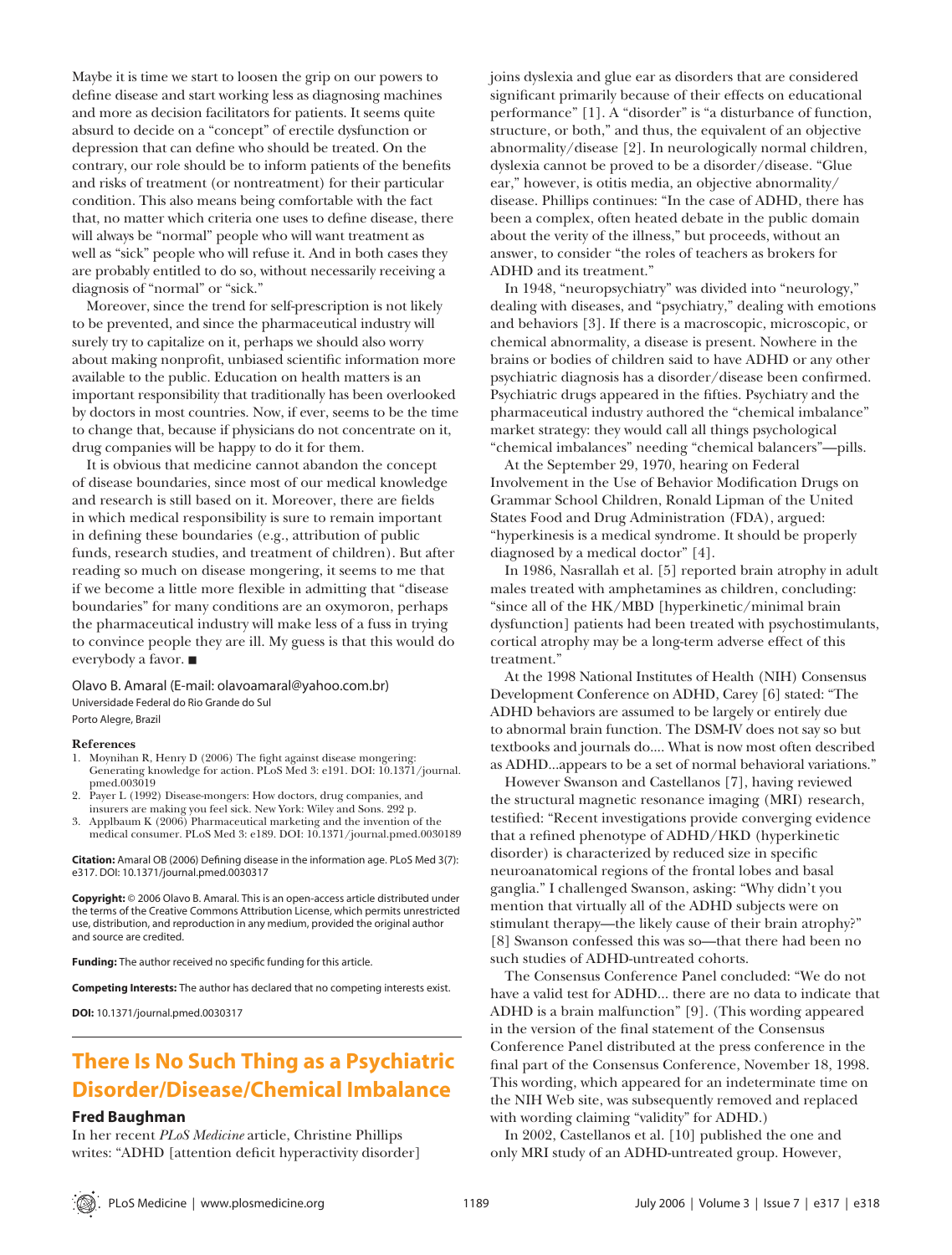Maybe it is time we start to loosen the grip on our powers to define disease and start working less as diagnosing machines and more as decision facilitators for patients. It seems quite absurd to decide on a "concept" of erectile dysfunction or depression that can define who should be treated. On the contrary, our role should be to inform patients of the benefits and risks of treatment (or nontreatment) for their particular condition. This also means being comfortable with the fact that, no matter which criteria one uses to define disease, there will always be "normal" people who will want treatment as well as "sick" people who will refuse it. And in both cases they are probably entitled to do so, without necessarily receiving a diagnosis of "normal" or "sick."

Moreover, since the trend for self-prescription is not likely to be prevented, and since the pharmaceutical industry will surely try to capitalize on it, perhaps we should also worry about making nonprofit, unbiased scientific information more available to the public. Education on health matters is an important responsibility that traditionally has been overlooked by doctors in most countries. Now, if ever, seems to be the time to change that, because if physicians do not concentrate on it, drug companies will be happy to do it for them.

It is obvious that medicine cannot abandon the concept of disease boundaries, since most of our medical knowledge and research is still based on it. Moreover, there are fields in which medical responsibility is sure to remain important in defining these boundaries (e.g., attribution of public funds, research studies, and treatment of children). But after reading so much on disease mongering, it seems to me that if we become a little more flexible in admitting that "disease boundaries" for many conditions are an oxymoron, perhaps the pharmaceutical industry will make less of a fuss in trying to convince people they are ill. My guess is that this would do everybody a favor. ■

Olavo B. Amaral (E-mail: olavoamaral@yahoo.com.br)
Universidade Federal do Rio Grande do Sul
Porto Alegre, Brazil

**References**

1. Moynihan R, Henry D (2006) The fight against disease mongering: Generating knowledge for action. PLoS Med 3: e191. DOI: 10.1371/journal.pmed.003019
2. Payer L (1992) Disease-mongers: How doctors, drug companies, and insurers are making you feel sick. New York: Wiley and Sons. 292 p.
3. Applbaum K (2006) Pharmaceutical marketing and the invention of the medical consumer. PLoS Med 3: e189. DOI: 10.1371/journal.pmed.0030189

**Citation:** Amaral OB (2006) Defining disease in the information age. PLoS Med 3(7): e317. DOI: 10.1371/journal.pmed.0030317

**Copyright:** © 2006 Olavo B. Amaral. This is an open-access article distributed under the terms of the Creative Commons Attribution License, which permits unrestricted use, distribution, and reproduction in any medium, provided the original author and source are credited.

**Funding:** The author received no specific funding for this article.

**Competing Interests:** The author has declared that no competing interests exist.

**DOI:** 10.1371/journal.pmed.0030317

## There Is No Such Thing as a Psychiatric Disorder/Disease/Chemical Imbalance

### Fred Baughman

In her recent *PLoS Medicine* article, Christine Phillips writes: "ADHD [attention deficit hyperactivity disorder] joins dyslexia and glue ear as disorders that are considered significant primarily because of their effects on educational performance" [1]. A "disorder" is "a disturbance of function, structure, or both," and thus, the equivalent of an objective abnormality/disease [2]. In neurologically normal children, dyslexia cannot be proved to be a disorder/disease. "Glue ear," however, is otitis media, an objective abnormality/disease. Phillips continues: "In the case of ADHD, there has been a complex, often heated debate in the public domain about the verity of the illness," but proceeds, without an answer, to consider "the roles of teachers as brokers for ADHD and its treatment."

In 1948, "neuropsychiatry" was divided into "neurology," dealing with diseases, and "psychiatry," dealing with emotions and behaviors [3]. If there is a macroscopic, microscopic, or chemical abnormality, a disease is present. Nowhere in the brains or bodies of children said to have ADHD or any other psychiatric diagnosis has a disorder/disease been confirmed. Psychiatric drugs appeared in the fifties. Psychiatry and the pharmaceutical industry authored the "chemical imbalance" market strategy: they would call all things psychological "chemical imbalances" needing "chemical balancers"—pills.

At the September 29, 1970, hearing on Federal Involvement in the Use of Behavior Modification Drugs on Grammar School Children, Ronald Lipman of the United States Food and Drug Administration (FDA), argued: "hyperkinesis is a medical syndrome. It should be properly diagnosed by a medical doctor" [4].

In 1986, Nasrallah et al. [5] reported brain atrophy in adult males treated with amphetamines as children, concluding: "since all of the HK/MBD [hyperkinetic/minimal brain dysfunction] patients had been treated with psychostimulants, cortical atrophy may be a long-term adverse effect of this treatment."

At the 1998 National Institutes of Health (NIH) Consensus Development Conference on ADHD, Carey [6] stated: "The ADHD behaviors are assumed to be largely or entirely due to abnormal brain function. The DSM-IV does not say so but textbooks and journals do.... What is now most often described as ADHD...appears to be a set of normal behavioral variations."

However Swanson and Castellanos [7], having reviewed the structural magnetic resonance imaging (MRI) research, testified: "Recent investigations provide converging evidence that a refined phenotype of ADHD/HKD (hyperkinetic disorder) is characterized by reduced size in specific neuroanatomical regions of the frontal lobes and basal ganglia." I challenged Swanson, asking: "Why didn't you mention that virtually all of the ADHD subjects were on stimulant therapy—the likely cause of their brain atrophy?" [8] Swanson confessed this was so—that there had been no such studies of ADHD-untreated cohorts.

The Consensus Conference Panel concluded: "We do not have a valid test for ADHD... there are no data to indicate that ADHD is a brain malfunction" [9]. (This wording appeared in the version of the final statement of the Consensus Conference Panel distributed at the press conference in the final part of the Consensus Conference, November 18, 1998. This wording, which appeared for an indeterminate time on the NIH Web site, was subsequently removed and replaced with wording claiming "validity" for ADHD.)

In 2002, Castellanos et al. [10] published the one and only MRI study of an ADHD-untreated group. However,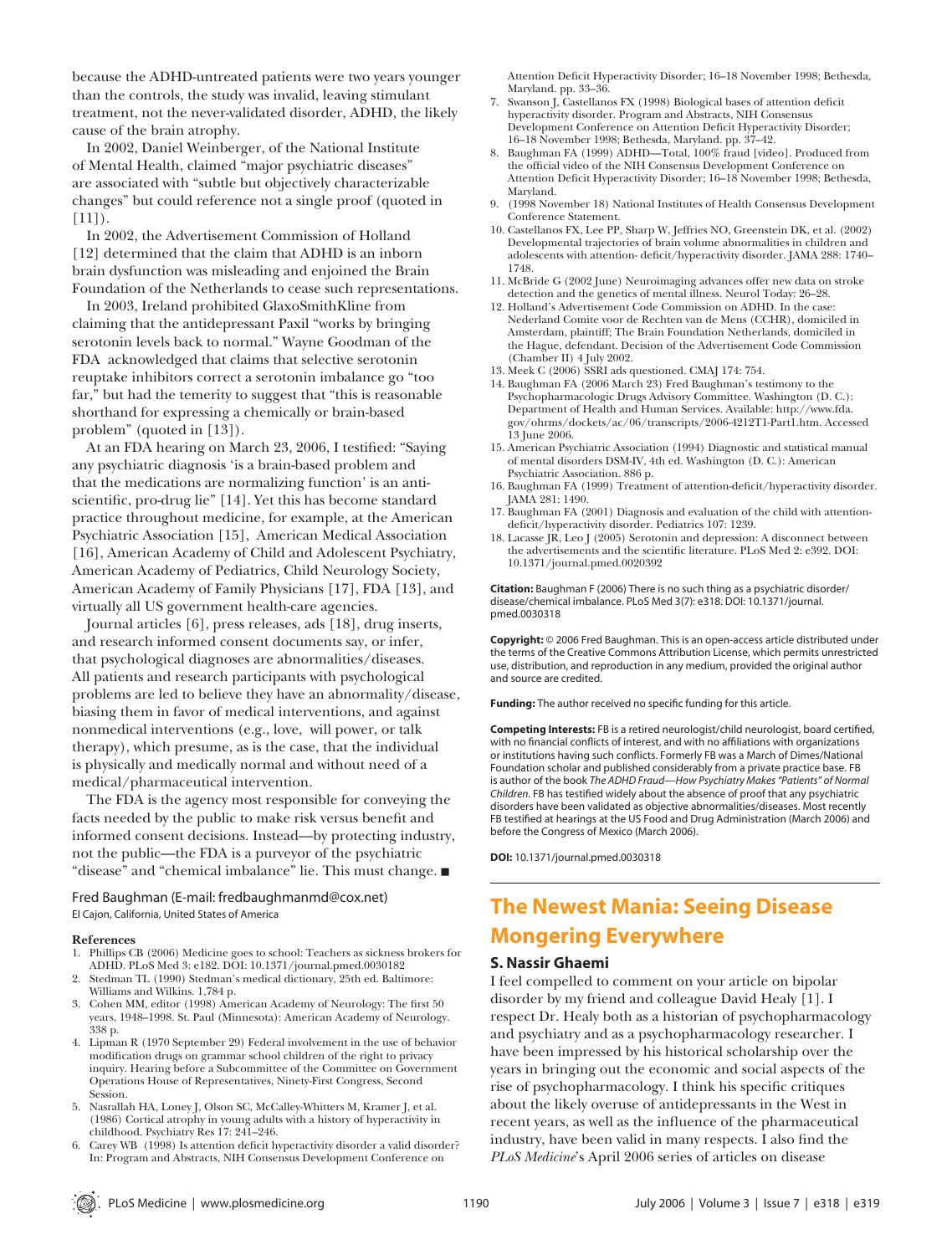because the ADHD-untreated patients were two years younger than the controls, the study was invalid, leaving stimulant treatment, not the never-validated disorder, ADHD, the likely cause of the brain atrophy.

In 2002, Daniel Weinberger, of the National Institute of Mental Health, claimed "major psychiatric diseases" are associated with "subtle but objectively characterizable changes" but could reference not a single proof (quoted in [11]).

In 2002, the Advertisement Commission of Holland [12] determined that the claim that ADHD is an inborn brain dysfunction was misleading and enjoined the Brain Foundation of the Netherlands to cease such representations.

In 2003, Ireland prohibited GlaxoSmithKline from claiming that the antidepressant Paxil "works by bringing serotonin levels back to normal." Wayne Goodman of the FDA acknowledged that claims that selective serotonin reuptake inhibitors correct a serotonin imbalance go "too far," but had the temerity to suggest that "this is reasonable shorthand for expressing a chemically or brain-based problem" (quoted in [13]).

At an FDA hearing on March 23, 2006, I testified: "Saying any psychiatric diagnosis 'is a brain-based problem and that the medications are normalizing function' is an anti-scientific, pro-drug lie" [14]. Yet this has become standard practice throughout medicine, for example, at the American Psychiatric Association [15], American Medical Association [16], American Academy of Child and Adolescent Psychiatry, American Academy of Pediatrics, Child Neurology Society, American Academy of Family Physicians [17], FDA [13], and virtually all US government health-care agencies.

Journal articles [6], press releases, ads [18], drug inserts, and research informed consent documents say, or infer, that psychological diagnoses are abnormalities/diseases. All patients and research participants with psychological problems are led to believe they have an abnormality/disease, biasing them in favor of medical interventions, and against nonmedical interventions (e.g., love, will power, or talk therapy), which presume, as is the case, that the individual is physically and medically normal and without need of a medical/pharmaceutical intervention.

The FDA is the agency most responsible for conveying the facts needed by the public to make risk versus benefit and informed consent decisions. Instead—by protecting industry, not the public—the FDA is a purveyor of the psychiatric "disease" and "chemical imbalance" lie. This must change. ■

Fred Baughman (E-mail: fredbaughmanmd@cox.net)
El Cajon, California, United States of America

**References**

1. Phillips CB (2006) Medicine goes to school: Teachers as sickness brokers for ADHD. PLoS Med 3: e182. DOI: 10.1371/journal.pmed.0030182
2. Stedman TL (1990) Stedman's medical dictionary, 25th ed. Baltimore: Williams and Wilkins. 1,784 p.
3. Cohen MM, editor (1998) American Academy of Neurology: The first 50 years, 1948–1998. St. Paul (Minnesota): American Academy of Neurology. 338 p.
4. Lipman R (1970 September 29) Federal involvement in the use of behavior modification drugs on grammar school children of the right to privacy inquiry. Hearing before a Subcommittee of the Committee on Government Operations House of Representatives, Ninety-First Congress, Second Session.
5. Nasrallah HA, Loney J, Olson SC, McCalley-Whitters M, Kramer J, et al. (1986) Cortical atrophy in young adults with a history of hyperactivity in childhood. Psychiatry Res 17: 241–246.
6. Carey WB (1998) Is attention deficit hyperactivity disorder a valid disorder? In: Program and Abstracts, NIH Consensus Development Conference on Attention Deficit Hyperactivity Disorder; 16–18 November 1998; Bethesda, Maryland. pp. 33–36.
7. Swanson J, Castellanos FX (1998) Biological bases of attention deficit hyperactivity disorder. Program and Abstracts, NIH Consensus Development Conference on Attention Deficit Hyperactivity Disorder; 16–18 November 1998; Bethesda, Maryland. pp. 37–42.
8. Baughman FA (1999) ADHD—Total, 100% fraud [video]. Produced from the official video of the NIH Consensus Development Conference on Attention Deficit Hyperactivity Disorder; 16–18 November 1998; Bethesda, Maryland.
9. (1998 November 18) National Institutes of Health Consensus Development Conference Statement.
10. Castellanos FX, Lee PP, Sharp W, Jeffries NO, Greenstein DK, et al. (2002) Developmental trajectories of brain volume abnormalities in children and adolescents with attention- deficit/hyperactivity disorder. JAMA 288: 1740–1748.
11. McBride G (2002 June) Neuroimaging advances offer new data on stroke detection and the genetics of mental illness. Neurol Today: 26–28.
12. Holland's Advertisement Code Commission on ADHD. In the case: Nederland Comite voor de Rechten van de Mens (CCHR), domiciled in Amsterdam, plaintiff; The Brain Foundation Netherlands, domiciled in the Hague, defendant. Decision of the Advertisement Code Commission (Chamber II) 4 July 2002.
13. Meek C (2006) SSRI ads questioned. CMAJ 174: 754.
14. Baughman FA (2006 March 23) Fred Baughman's testimony to the Psychopharmacologic Drugs Advisory Committee. Washington (D. C.): Department of Health and Human Services. Available: http://www.fda.gov/ohrms/dockets/ac/06/transcripts/2006-4212T1-Part1.htm. Accessed 13 June 2006.
15. American Psychiatric Association (1994) Diagnostic and statistical manual of mental disorders DSM-IV, 4th ed. Washington (D. C.): American Psychiatric Association. 886 p.
16. Baughman FA (1999) Treatment of attention-deficit/hyperactivity disorder. JAMA 281: 1490.
17. Baughman FA (2001) Diagnosis and evaluation of the child with attention-deficit/hyperactivity disorder. Pediatrics 107: 1239.
18. Lacasse JR, Leo J (2005) Serotonin and depression: A disconnect between the advertisements and the scientific literature. PLoS Med 2: e392. DOI: 10.1371/journal.pmed.0020392

**Citation:** Baughman F (2006) There is no such thing as a psychiatric disorder/disease/chemical imbalance. PLoS Med 3(7): e318. DOI: 10.1371/journal.pmed.0030318

**Copyright:** © 2006 Fred Baughman. This is an open-access article distributed under the terms of the Creative Commons Attribution License, which permits unrestricted use, distribution, and reproduction in any medium, provided the original author and source are credited.

**Funding:** The author received no specific funding for this article.

**Competing Interests:** FB is a retired neurologist/child neurologist, board certified, with no financial conflicts of interest, and with no affiliations with organizations or institutions having such conflicts. Formerly FB was a March of Dimes/National Foundation scholar and published considerably from a private practice base. FB is author of the book *The ADHD Fraud—How Psychiatry Makes "Patients" of Normal Children*. FB has testified widely about the absence of proof that any psychiatric disorders have been validated as objective abnormalities/diseases. Most recently FB testified at hearings at the US Food and Drug Administration (March 2006) and before the Congress of Mexico (March 2006).

**DOI:** 10.1371/journal.pmed.0030318

## The Newest Mania: Seeing Disease Mongering Everywhere

**S. Nassir Ghaemi**

I feel compelled to comment on your article on bipolar disorder by my friend and colleague David Healy [1]. I respect Dr. Healy both as a historian of psychopharmacology and psychiatry and as a psychopharmacology researcher. I have been impressed by his historical scholarship over the years in bringing out the economic and social aspects of the rise of psychopharmacology. I think his specific critiques about the likely overuse of antidepressants in the West in recent years, as well as the influence of the pharmaceutical industry, have been valid in many respects. I also find the *PLoS Medicine*'s April 2006 series of articles on disease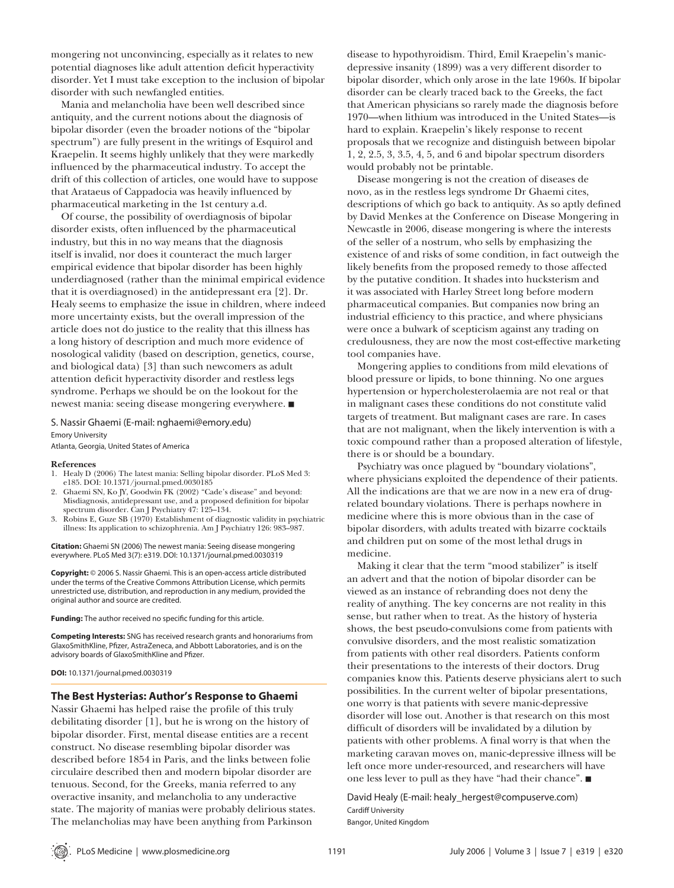mongering not unconvincing, especially as it relates to new potential diagnoses like adult attention deficit hyperactivity disorder. Yet I must take exception to the inclusion of bipolar disorder with such newfangled entities.

Mania and melancholia have been well described since antiquity, and the current notions about the diagnosis of bipolar disorder (even the broader notions of the "bipolar spectrum") are fully present in the writings of Esquirol and Kraepelin. It seems highly unlikely that they were markedly influenced by the pharmaceutical industry. To accept the drift of this collection of articles, one would have to suppose that Arataeus of Cappadocia was heavily influenced by pharmaceutical marketing in the 1st century a.d.

Of course, the possibility of overdiagnosis of bipolar disorder exists, often influenced by the pharmaceutical industry, but this in no way means that the diagnosis itself is invalid, nor does it counteract the much larger empirical evidence that bipolar disorder has been highly underdiagnosed (rather than the minimal empirical evidence that it is overdiagnosed) in the antidepressant era [2]. Dr. Healy seems to emphasize the issue in children, where indeed more uncertainty exists, but the overall impression of the article does not do justice to the reality that this illness has a long history of description and much more evidence of nosological validity (based on description, genetics, course, and biological data) [3] than such newcomers as adult attention deficit hyperactivity disorder and restless legs syndrome. Perhaps we should be on the lookout for the newest mania: seeing disease mongering everywhere. ■

S. Nassir Ghaemi (E-mail: nghaemi@emory.edu)
Emory University
Atlanta, Georgia, United States of America

**References**

1. Healy D (2006) The latest mania: Selling bipolar disorder. PLoS Med 3: e185. DOI: 10.1371/journal.pmed.0030185
2. Ghaemi SN, Ko JY, Goodwin FK (2002) "Cade's disease" and beyond: Misdiagnosis, antidepressant use, and a proposed definition for bipolar spectrum disorder. Can J Psychiatry 47: 125–134.
3. Robins E, Guze SB (1970) Establishment of diagnostic validity in psychiatric illness: Its application to schizophrenia. Am J Psychiatry 126: 983–987.

**Citation:** Ghaemi SN (2006) The newest mania: Seeing disease mongering everywhere. PLoS Med 3(7): e319. DOI: 10.1371/journal.pmed.0030319

**Copyright:** © 2006 S. Nassir Ghaemi. This is an open-access article distributed under the terms of the Creative Commons Attribution License, which permits unrestricted use, distribution, and reproduction in any medium, provided the original author and source are credited.

**Funding:** The author received no specific funding for this article.

**Competing Interests:** SNG has received research grants and honorariums from GlaxoSmithKline, Pfizer, AstraZeneca, and Abbott Laboratories, and is on the advisory boards of GlaxoSmithKline and Pfizer.

**DOI:** 10.1371/journal.pmed.0030319

## The Best Hysterias: Author's Response to Ghaemi

Nassir Ghaemi has helped raise the profile of this truly debilitating disorder [1], but he is wrong on the history of bipolar disorder. First, mental disease entities are a recent construct. No disease resembling bipolar disorder was described before 1854 in Paris, and the links between folie circulaire described then and modern bipolar disorder are tenuous. Second, for the Greeks, mania referred to any overactive insanity, and melancholia to any underactive state. The majority of manias were probably delirious states. The melancholias may have been anything from Parkinson disease to hypothyroidism. Third, Emil Kraepelin's manic-depressive insanity (1899) was a very different disorder to bipolar disorder, which only arose in the late 1960s. If bipolar disorder can be clearly traced back to the Greeks, the fact that American physicians so rarely made the diagnosis before 1970—when lithium was introduced in the United States—is hard to explain. Kraepelin's likely response to recent proposals that we recognize and distinguish between bipolar 1, 2, 2.5, 3, 3.5, 4, 5, and 6 and bipolar spectrum disorders would probably not be printable.

Disease mongering is not the creation of diseases de novo, as in the restless legs syndrome Dr Ghaemi cites, descriptions of which go back to antiquity. As so aptly defined by David Menkes at the Conference on Disease Mongering in Newcastle in 2006, disease mongering is where the interests of the seller of a nostrum, who sells by emphasizing the existence of and risks of some condition, in fact outweigh the likely benefits from the proposed remedy to those affected by the putative condition. It shades into hucksterism and it was associated with Harley Street long before modern pharmaceutical companies. But companies now bring an industrial efficiency to this practice, and where physicians were once a bulwark of scepticism against any trading on credulousness, they are now the most cost-effective marketing tool companies have.

Mongering applies to conditions from mild elevations of blood pressure or lipids, to bone thinning. No one argues hypertension or hypercholesterolaemia are not real or that in malignant cases these conditions do not constitute valid targets of treatment. But malignant cases are rare. In cases that are not malignant, when the likely intervention is with a toxic compound rather than a proposed alteration of lifestyle, there is or should be a boundary.

Psychiatry was once plagued by "boundary violations", where physicians exploited the dependence of their patients. All the indications are that we are now in a new era of drug-related boundary violations. There is perhaps nowhere in medicine where this is more obvious than in the case of bipolar disorders, with adults treated with bizarre cocktails and children put on some of the most lethal drugs in medicine.

Making it clear that the term "mood stabilizer" is itself an advert and that the notion of bipolar disorder can be viewed as an instance of rebranding does not deny the reality of anything. The key concerns are not reality in this sense, but rather when to treat. As the history of hysteria shows, the best pseudo-convulsions come from patients with convulsive disorders, and the most realistic somatization from patients with other real disorders. Patients conform their presentations to the interests of their doctors. Drug companies know this. Patients deserve physicians alert to such possibilities. In the current welter of bipolar presentations, one worry is that patients with severe manic-depressive disorder will lose out. Another is that research on this most difficult of disorders will be invalidated by a dilution by patients with other problems. A final worry is that when the marketing caravan moves on, manic-depressive illness will be left once more under-resourced, and researchers will have one less lever to pull as they have "had their chance". ■

David Healy (E-mail: healy_hergest@compuserve.com)
Cardiff University
Bangor, United Kingdom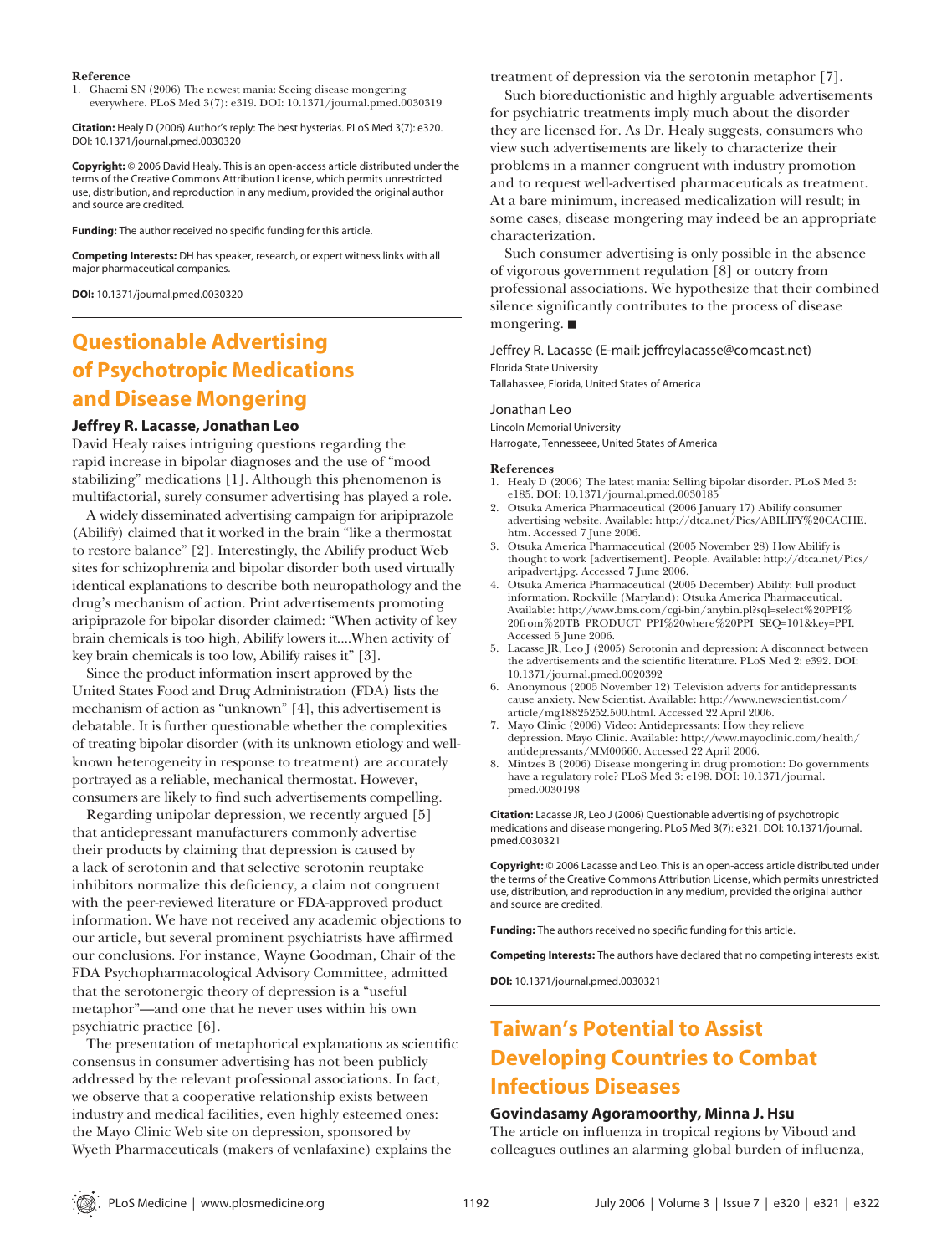**Reference**

1. Ghaemi SN (2006) The newest mania: Seeing disease mongering everywhere. PLoS Med 3(7): e319. DOI: 10.1371/journal.pmed.0030319

**Citation:** Healy D (2006) Author's reply: The best hysterias. PLoS Med 3(7): e320. DOI: 10.1371/journal.pmed.0030320

**Copyright:** © 2006 David Healy. This is an open-access article distributed under the terms of the Creative Commons Attribution License, which permits unrestricted use, distribution, and reproduction in any medium, provided the original author and source are credited.

**Funding:** The author received no specific funding for this article.

**Competing Interests:** DH has speaker, research, or expert witness links with all major pharmaceutical companies.

**DOI:** 10.1371/journal.pmed.0030320

# Questionable Advertising of Psychotropic Medications and Disease Mongering

**Jeffrey R. Lacasse, Jonathan Leo**

David Healy raises intriguing questions regarding the rapid increase in bipolar diagnoses and the use of "mood stabilizing" medications [1]. Although this phenomenon is multifactorial, surely consumer advertising has played a role.

A widely disseminated advertising campaign for aripiprazole (Abilify) claimed that it worked in the brain "like a thermostat to restore balance" [2]. Interestingly, the Abilify product Web sites for schizophrenia and bipolar disorder both used virtually identical explanations to describe both neuropathology and the drug's mechanism of action. Print advertisements promoting aripiprazole for bipolar disorder claimed: "When activity of key brain chemicals is too high, Abilify lowers it....When activity of key brain chemicals is too low, Abilify raises it" [3].

Since the product information insert approved by the United States Food and Drug Administration (FDA) lists the mechanism of action as "unknown" [4], this advertisement is debatable. It is further questionable whether the complexities of treating bipolar disorder (with its unknown etiology and well-known heterogeneity in response to treatment) are accurately portrayed as a reliable, mechanical thermostat. However, consumers are likely to find such advertisements compelling.

Regarding unipolar depression, we recently argued [5] that antidepressant manufacturers commonly advertise their products by claiming that depression is caused by a lack of serotonin and that selective serotonin reuptake inhibitors normalize this deficiency, a claim not congruent with the peer-reviewed literature or FDA-approved product information. We have not received any academic objections to our article, but several prominent psychiatrists have affirmed our conclusions. For instance, Wayne Goodman, Chair of the FDA Psychopharmacological Advisory Committee, admitted that the serotonergic theory of depression is a "useful metaphor"—and one that he never uses within his own psychiatric practice [6].

The presentation of metaphorical explanations as scientific consensus in consumer advertising has not been publicly addressed by the relevant professional associations. In fact, we observe that a cooperative relationship exists between industry and medical facilities, even highly esteemed ones: the Mayo Clinic Web site on depression, sponsored by Wyeth Pharmaceuticals (makers of venlafaxine) explains the treatment of depression via the serotonin metaphor [7].

Such bioreductionistic and highly arguable advertisements for psychiatric treatments imply much about the disorder they are licensed for. As Dr. Healy suggests, consumers who view such advertisements are likely to characterize their problems in a manner congruent with industry promotion and to request well-advertised pharmaceuticals as treatment. At a bare minimum, increased medicalization will result; in some cases, disease mongering may indeed be an appropriate characterization.

Such consumer advertising is only possible in the absence of vigorous government regulation [8] or outcry from professional associations. We hypothesize that their combined silence significantly contributes to the process of disease mongering. ■

Jeffrey R. Lacasse (E-mail: jeffreylacasse@comcast.net)
Florida State University
Tallahassee, Florida, United States of America

Jonathan Leo
Lincoln Memorial University
Harrogate, Tennesseee, United States of America

**References**

1. Healy D (2006) The latest mania: Selling bipolar disorder. PLoS Med 3: e185. DOI: 10.1371/journal.pmed.0030185
2. Otsuka America Pharmaceutical (2006 January 17) Abilify consumer advertising website. Available: http://dtca.net/Pics/ABILIFY%20CACHE.htm. Accessed 7 June 2006.
3. Otsuka America Pharmaceutical (2005 November 28) How Abilify is thought to work [advertisement]. People. Available: http://dtca.net/Pics/aripadvert.jpg. Accessed 7 June 2006.
4. Otsuka America Pharmaceutical (2005 December) Abilify: Full product information. Rockville (Maryland): Otsuka America Pharmaceutical. Available: http://www.bms.com/cgi-bin/anybin.pl?sql=select%20PPI%20from%20TB_PRODUCT_PPI%20where%20PPI_SEQ=101&key=PPI. Accessed 5 June 2006.
5. Lacasse JR, Leo J (2005) Serotonin and depression: A disconnect between the advertisements and the scientific literature. PLoS Med 2: e392. DOI: 10.1371/journal.pmed.0020392
6. Anonymous (2005 November 12) Television adverts for antidepressants cause anxiety. New Scientist. Available: http://www.newscientist.com/article/mg18825252.500.html. Accessed 22 April 2006.
7. Mayo Clinic (2006) Video: Antidepressants: How they relieve depression. Mayo Clinic. Available: http://www.mayoclinic.com/health/antidepressants/MM00660. Accessed 22 April 2006.
8. Mintzes B (2006) Disease mongering in drug promotion: Do governments have a regulatory role? PLoS Med 3: e198. DOI: 10.1371/journal.pmed.0030198

**Citation:** Lacasse JR, Leo J (2006) Questionable advertising of psychotropic medications and disease mongering. PLoS Med 3(7): e321. DOI: 10.1371/journal.pmed.0030321

**Copyright:** © 2006 Lacasse and Leo. This is an open-access article distributed under the terms of the Creative Commons Attribution License, which permits unrestricted use, distribution, and reproduction in any medium, provided the original author and source are credited.

**Funding:** The authors received no specific funding for this article.

**Competing Interests:** The authors have declared that no competing interests exist.

**DOI:** 10.1371/journal.pmed.0030321

# Taiwan's Potential to Assist Developing Countries to Combat Infectious Diseases

**Govindasamy Agoramoorthy, Minna J. Hsu**

The article on influenza in tropical regions by Viboud and colleagues outlines an alarming global burden of influenza,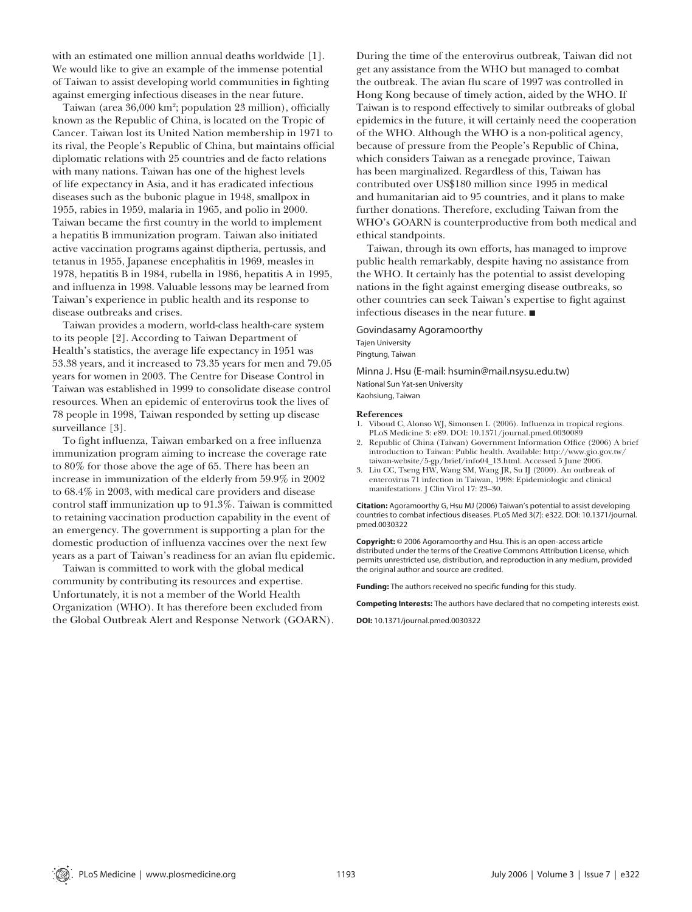with an estimated one million annual deaths worldwide [1]. We would like to give an example of the immense potential of Taiwan to assist developing world communities in fighting against emerging infectious diseases in the near future.

Taiwan (area 36,000 km$^2$; population 23 million), officially known as the Republic of China, is located on the Tropic of Cancer. Taiwan lost its United Nation membership in 1971 to its rival, the People's Republic of China, but maintains official diplomatic relations with 25 countries and de facto relations with many nations. Taiwan has one of the highest levels of life expectancy in Asia, and it has eradicated infectious diseases such as the bubonic plague in 1948, smallpox in 1955, rabies in 1959, malaria in 1965, and polio in 2000. Taiwan became the first country in the world to implement a hepatitis B immunization program. Taiwan also initiated active vaccination programs against diptheria, pertussis, and tetanus in 1955, Japanese encephalitis in 1969, measles in 1978, hepatitis B in 1984, rubella in 1986, hepatitis A in 1995, and influenza in 1998. Valuable lessons may be learned from Taiwan's experience in public health and its response to disease outbreaks and crises.

Taiwan provides a modern, world-class health-care system to its people [2]. According to Taiwan Department of Health's statistics, the average life expectancy in 1951 was 53.38 years, and it increased to 73.35 years for men and 79.05 years for women in 2003. The Centre for Disease Control in Taiwan was established in 1999 to consolidate disease control resources. When an epidemic of enterovirus took the lives of 78 people in 1998, Taiwan responded by setting up disease surveillance [3].

To fight influenza, Taiwan embarked on a free influenza immunization program aiming to increase the coverage rate to 80% for those above the age of 65. There has been an increase in immunization of the elderly from 59.9% in 2002 to 68.4% in 2003, with medical care providers and disease control staff immunization up to 91.3%. Taiwan is committed to retaining vaccination production capability in the event of an emergency. The government is supporting a plan for the domestic production of influenza vaccines over the next few years as a part of Taiwan's readiness for an avian flu epidemic.

Taiwan is committed to work with the global medical community by contributing its resources and expertise. Unfortunately, it is not a member of the World Health Organization (WHO). It has therefore been excluded from the Global Outbreak Alert and Response Network (GOARN). During the time of the enterovirus outbreak, Taiwan did not get any assistance from the WHO but managed to combat the outbreak. The avian flu scare of 1997 was controlled in Hong Kong because of timely action, aided by the WHO. If Taiwan is to respond effectively to similar outbreaks of global epidemics in the future, it will certainly need the cooperation of the WHO. Although the WHO is a non-political agency, because of pressure from the People's Republic of China, which considers Taiwan as a renegade province, Taiwan has been marginalized. Regardless of this, Taiwan has contributed over US$180 million since 1995 in medical and humanitarian aid to 95 countries, and it plans to make further donations. Therefore, excluding Taiwan from the WHO's GOARN is counterproductive from both medical and ethical standpoints.

Taiwan, through its own efforts, has managed to improve public health remarkably, despite having no assistance from the WHO. It certainly has the potential to assist developing nations in the fight against emerging disease outbreaks, so other countries can seek Taiwan's expertise to fight against infectious diseases in the near future. ■

Govindasamy Agoramoorthy
Tajen University
Pingtung, Taiwan

Minna J. Hsu (E-mail: hsumin@mail.nsysu.edu.tw)
National Sun Yat-sen University
Kaohsiung, Taiwan

**References**

1. Viboud C, Alonso WJ, Simonsen L (2006). Influenza in tropical regions. PLoS Medicine 3: e89. DOI: 10.1371/journal.pmed.0030089
2. Republic of China (Taiwan) Government Information Office (2006) A brief introduction to Taiwan: Public health. Available: http://www.gio.gov.tw/taiwan-website/5-gp/brief/info04_13.html. Accessed 5 June 2006.
3. Liu CC, Tseng HW, Wang SM, Wang JR, Su IJ (2000). An outbreak of enterovirus 71 infection in Taiwan, 1998: Epidemiologic and clinical manifestations. J Clin Virol 17: 23–30.

**Citation:** Agoramoorthy G, Hsu MJ (2006) Taiwan's potential to assist developing countries to combat infectious diseases. PLoS Med 3(7): e322. DOI: 10.1371/journal.pmed.0030322

**Copyright:** © 2006 Agoramoorthy and Hsu. This is an open-access article distributed under the terms of the Creative Commons Attribution License, which permits unrestricted use, distribution, and reproduction in any medium, provided the original author and source are credited.

**Funding:** The authors received no specific funding for this study.

**Competing Interests:** The authors have declared that no competing interests exist.

**DOI:** 10.1371/journal.pmed.0030322